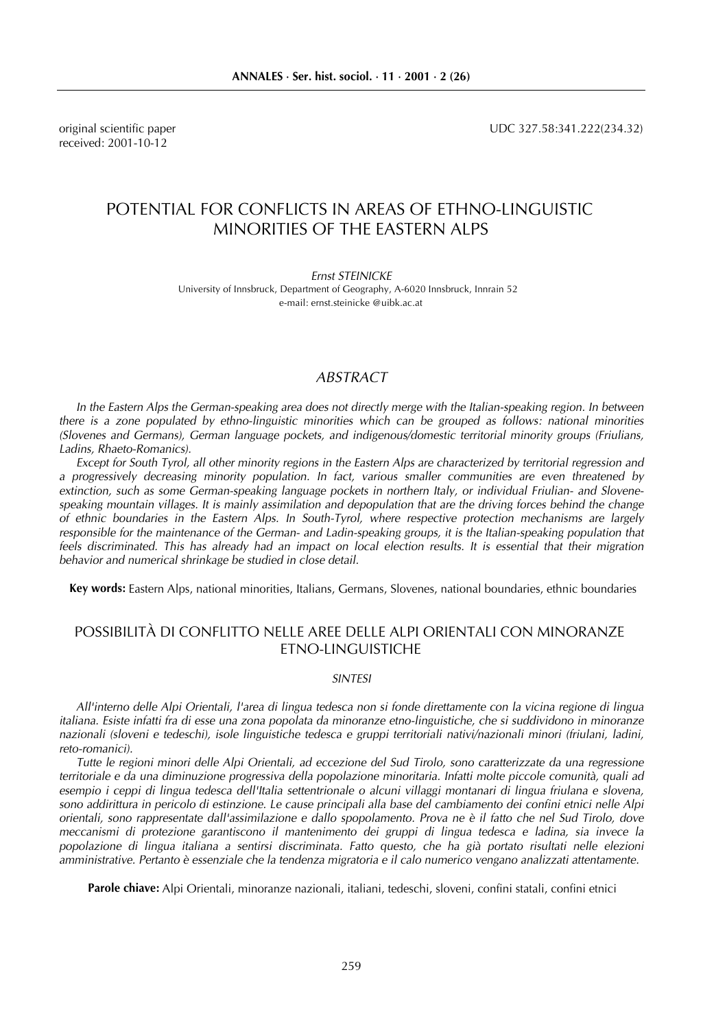original scientific paper
received: 2001-10-12

UDC 327.58:341.222(234.32)

# POTENTIAL FOR CONFLICTS IN AREAS OF ETHNO-LINGUISTIC MINORITIES OF THE EASTERN ALPS

*Ernst STEINICKE*
University of Innsbruck, Department of Geography, A-6020 Innsbruck, Innrain 52
e-mail: ernst.steinicke @uibk.ac.at

## ABSTRACT

*In the Eastern Alps the German-speaking area does not directly merge with the Italian-speaking region. In between there is a zone populated by ethno-linguistic minorities which can be grouped as follows: national minorities (Slovenes and Germans), German language pockets, and indigenous/domestic territorial minority groups (Friulians, Ladins, Rhaeto-Romanics).*

*Except for South Tyrol, all other minority regions in the Eastern Alps are characterized by territorial regression and a progressively decreasing minority population. In fact, various smaller communities are even threatened by extinction, such as some German-speaking language pockets in northern Italy, or individual Friulian- and Slovene-speaking mountain villages. It is mainly assimilation and depopulation that are the driving forces behind the change of ethnic boundaries in the Eastern Alps. In South-Tyrol, where respective protection mechanisms are largely responsible for the maintenance of the German- and Ladin-speaking groups, it is the Italian-speaking population that feels discriminated. This has already had an impact on local election results. It is essential that their migration behavior and numerical shrinkage be studied in close detail.*

**Key words:** Eastern Alps, national minorities, Italians, Germans, Slovenes, national boundaries, ethnic boundaries

# POSSIBILITÀ DI CONFLITTO NELLE AREE DELLE ALPI ORIENTALI CON MINORANZE ETNO-LINGUISTICHE

## SINTESI

*All'interno delle Alpi Orientali, l'area di lingua tedesca non si fonde direttamente con la vicina regione di lingua italiana. Esiste infatti fra di esse una zona popolata da minoranze etno-linguistiche, che si suddividono in minoranze nazionali (sloveni e tedeschi), isole linguistiche tedesca e gruppi territoriali nativi/nazionali minori (friulani, ladini, reto-romanici).*

*Tutte le regioni minori delle Alpi Orientali, ad eccezione del Sud Tirolo, sono caratterizzate da una regressione territoriale e da una diminuzione progressiva della popolazione minoritaria. Infatti molte piccole comunità, quali ad esempio i ceppi di lingua tedesca dell'Italia settentrionale o alcuni villaggi montanari di lingua friulana e slovena, sono addirittura in pericolo di estinzione. Le cause principali alla base del cambiamento dei confini etnici nelle Alpi orientali, sono rappresentate dall'assimilazione e dallo spopolamento. Prova ne è il fatto che nel Sud Tirolo, dove meccanismi di protezione garantiscono il mantenimento dei gruppi di lingua tedesca e ladina, sia invece la popolazione di lingua italiana a sentirsi discriminata. Fatto questo, che ha già portato risultati nelle elezioni amministrative. Pertanto è essenziale che la tendenza migratoria e il calo numerico vengano analizzati attentamente.*

**Parole chiave:** Alpi Orientali, minoranze nazionali, italiani, tedeschi, sloveni, confini statali, confini etnici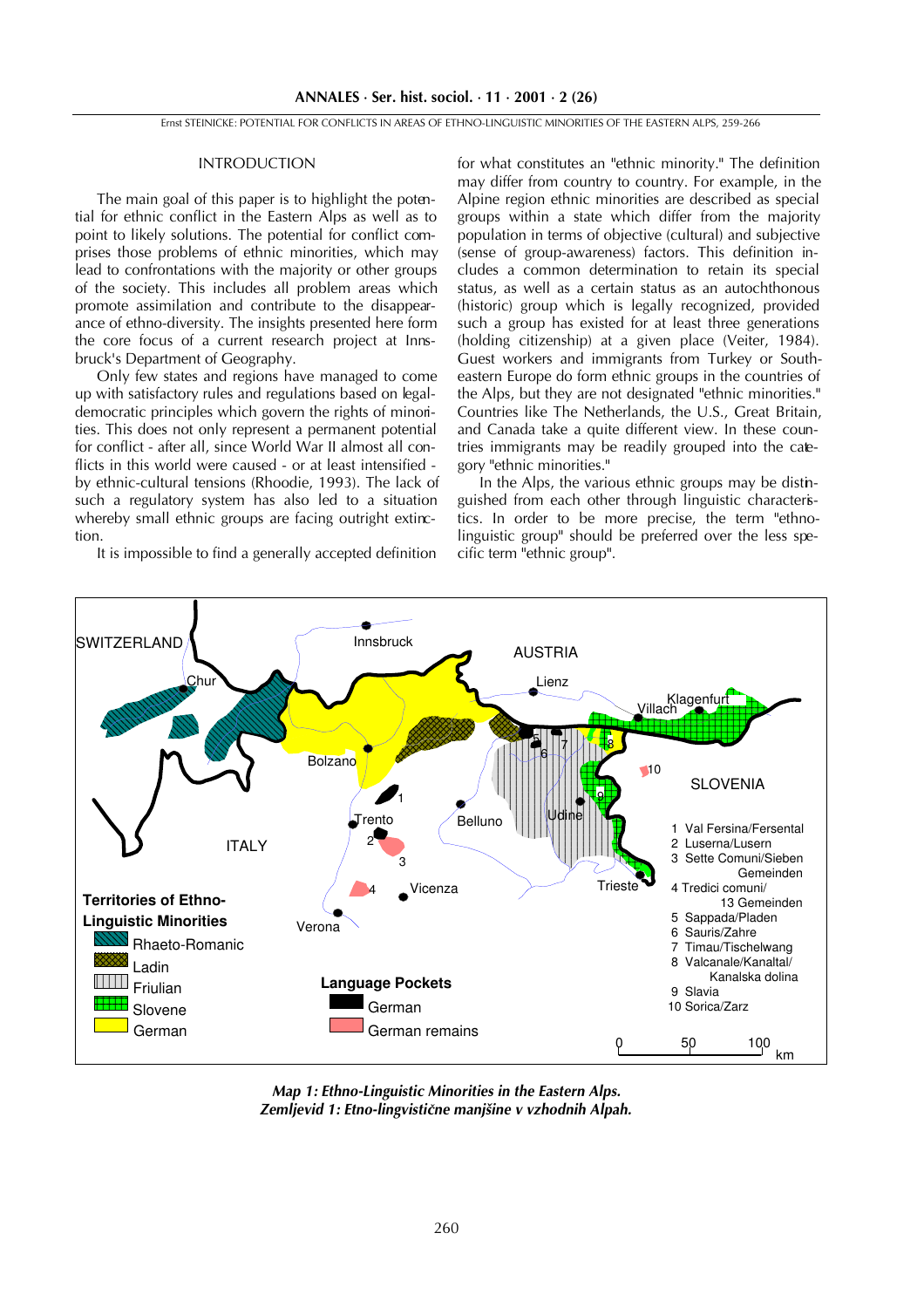## INTRODUCTION

The main goal of this paper is to highlight the potential for ethnic conflict in the Eastern Alps as well as to point to likely solutions. The potential for conflict comprises those problems of ethnic minorities, which may lead to confrontations with the majority or other groups of the society. This includes all problem areas which promote assimilation and contribute to the disappearance of ethno-diversity. The insights presented here form the core focus of a current research project at Innsbruck's Department of Geography.

Only few states and regions have managed to come up with satisfactory rules and regulations based on legal-democratic principles which govern the rights of minorities. This does not only represent a permanent potential for conflict - after all, since World War II almost all conflicts in this world were caused - or at least intensified - by ethnic-cultural tensions (Rhoodie, 1993). The lack of such a regulatory system has also led to a situation whereby small ethnic groups are facing outright extinction.

It is impossible to find a generally accepted definition for what constitutes an "ethnic minority." The definition may differ from country to country. For example, in the Alpine region ethnic minorities are described as special groups within a state which differ from the majority population in terms of objective (cultural) and subjective (sense of group-awareness) factors. This definition includes a common determination to retain its special status, as well as a certain status as an autochthonous (historic) group which is legally recognized, provided such a group has existed for at least three generations (holding citizenship) at a given place (Veiter, 1984). Guest workers and immigrants from Turkey or Southeastern Europe do form ethnic groups in the countries of the Alps, but they are not designated "ethnic minorities." Countries like The Netherlands, the U.S., Great Britain, and Canada take a quite different view. In these countries immigrants may be readily grouped into the category "ethnic minorities."

In the Alps, the various ethnic groups may be distinguished from each other through linguistic characteristics. In order to be more precise, the term "ethno-linguistic group" should be preferred over the less specific term "ethnic group".

*Map 1: Ethno-Linguistic Minorities in the Eastern Alps.*
*Zemljevid 1: Etno-lingvistične manjšine v vzhodnih Alpah.*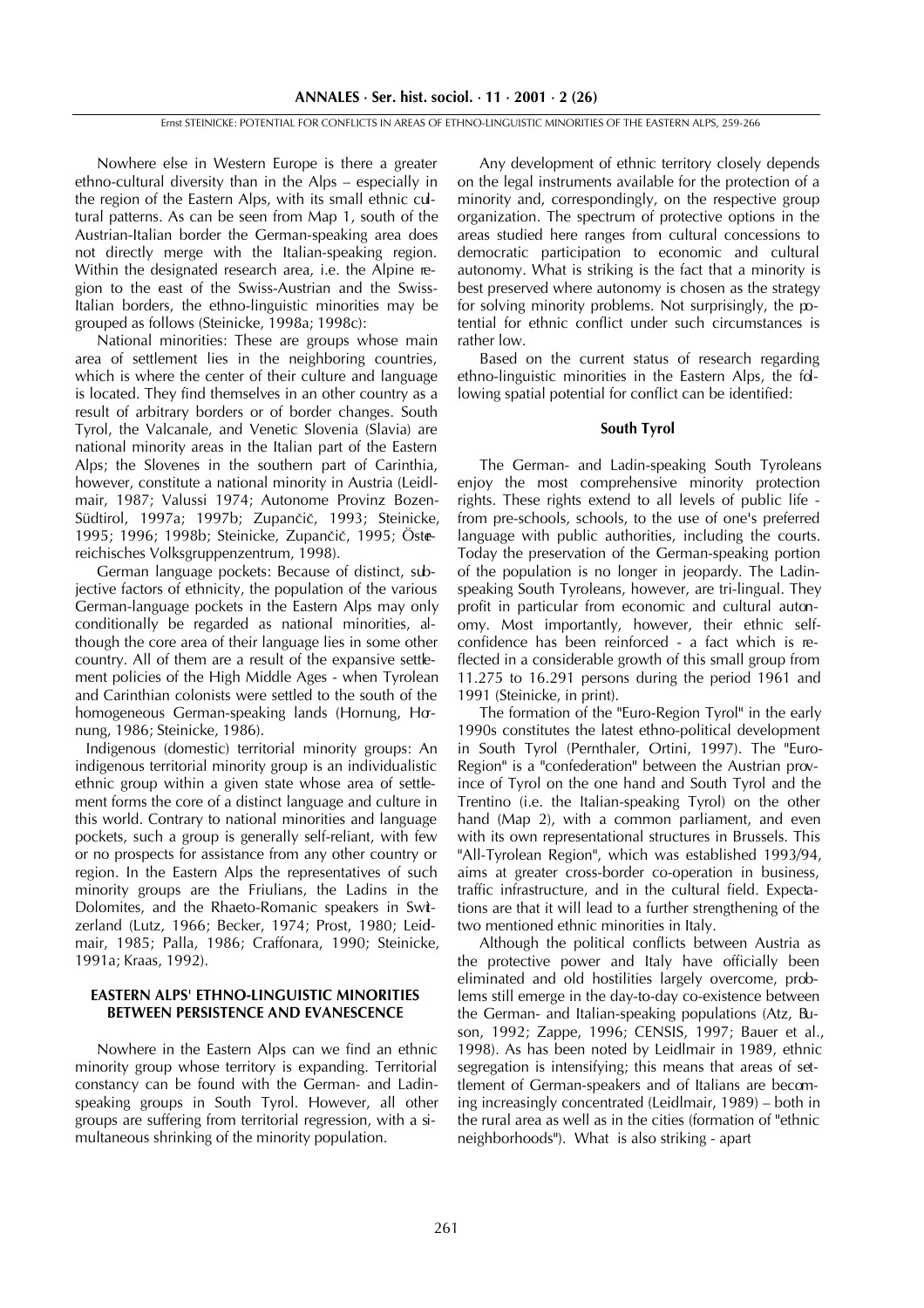Nowhere else in Western Europe is there a greater ethno-cultural diversity than in the Alps – especially in the region of the Eastern Alps, with its small ethnic cultural patterns. As can be seen from Map 1, south of the Austrian-Italian border the German-speaking area does not directly merge with the Italian-speaking region. Within the designated research area, i.e. the Alpine region to the east of the Swiss-Austrian and the Swiss-Italian borders, the ethno-linguistic minorities may be grouped as follows (Steinicke, 1998a; 1998c):

National minorities: These are groups whose main area of settlement lies in the neighboring countries, which is where the center of their culture and language is located. They find themselves in an other country as a result of arbitrary borders or of border changes. South Tyrol, the Valcanale, and Venetic Slovenia (Slavia) are national minority areas in the Italian part of the Eastern Alps; the Slovenes in the southern part of Carinthia, however, constitute a national minority in Austria (Leidlmair, 1987; Valussi 1974; Autonome Provinz Bozen-Südtirol, 1997a; 1997b; Zupančič, 1993; Steinicke, 1995; 1996; 1998b; Steinicke, Zupančič, 1995; Österreichisches Volksgruppenzentrum, 1998).

German language pockets: Because of distinct, subjective factors of ethnicity, the population of the various German-language pockets in the Eastern Alps may only conditionally be regarded as national minorities, although the core area of their language lies in some other country. All of them are a result of the expansive settlement policies of the High Middle Ages - when Tyrolean and Carinthian colonists were settled to the south of the homogeneous German-speaking lands (Hornung, Hornung, 1986; Steinicke, 1986).

Indigenous (domestic) territorial minority groups: An indigenous territorial minority group is an individualistic ethnic group within a given state whose area of settlement forms the core of a distinct language and culture in this world. Contrary to national minorities and language pockets, such a group is generally self-reliant, with few or no prospects for assistance from any other country or region. In the Eastern Alps the representatives of such minority groups are the Friulians, the Ladins in the Dolomites, and the Rhaeto-Romanic speakers in Switzerland (Lutz, 1966; Becker, 1974; Prost, 1980; Leidlmair, 1985; Palla, 1986; Craffonara, 1990; Steinicke, 1991a; Kraas, 1992).

## EASTERN ALPS' ETHNO-LINGUISTIC MINORITIES BETWEEN PERSISTENCE AND EVANESCENCE

Nowhere in the Eastern Alps can we find an ethnic minority group whose territory is expanding. Territorial constancy can be found with the German- and Ladin-speaking groups in South Tyrol. However, all other groups are suffering from territorial regression, with a simultaneous shrinking of the minority population.

Any development of ethnic territory closely depends on the legal instruments available for the protection of a minority and, correspondingly, on the respective group organization. The spectrum of protective options in the areas studied here ranges from cultural concessions to democratic participation to economic and cultural autonomy. What is striking is the fact that a minority is best preserved where autonomy is chosen as the strategy for solving minority problems. Not surprisingly, the potential for ethnic conflict under such circumstances is rather low.

Based on the current status of research regarding ethno-linguistic minorities in the Eastern Alps, the following spatial potential for conflict can be identified:

### South Tyrol

The German- and Ladin-speaking South Tyroleans enjoy the most comprehensive minority protection rights. These rights extend to all levels of public life - from pre-schools, schools, to the use of one's preferred language with public authorities, including the courts. Today the preservation of the German-speaking portion of the population is no longer in jeopardy. The Ladin-speaking South Tyroleans, however, are tri-lingual. They profit in particular from economic and cultural autonomy. Most importantly, however, their ethnic self-confidence has been reinforced - a fact which is reflected in a considerable growth of this small group from 11.275 to 16.291 persons during the period 1961 and 1991 (Steinicke, in print).

The formation of the "Euro-Region Tyrol" in the early 1990s constitutes the latest ethno-political development in South Tyrol (Pernthaler, Ortini, 1997). The "Euro-Region" is a "confederation" between the Austrian province of Tyrol on the one hand and South Tyrol and the Trentino (i.e. the Italian-speaking Tyrol) on the other hand (Map 2), with a common parliament, and even with its own representational structures in Brussels. This "All-Tyrolean Region", which was established 1993/94, aims at greater cross-border co-operation in business, traffic infrastructure, and in the cultural field. Expectations are that it will lead to a further strengthening of the two mentioned ethnic minorities in Italy.

Although the political conflicts between Austria as the protective power and Italy have officially been eliminated and old hostilities largely overcome, problems still emerge in the day-to-day co-existence between the German- and Italian-speaking populations (Atz, Buson, 1992; Zappe, 1996; CENSIS, 1997; Bauer et al., 1998). As has been noted by Leidlmair in 1989, ethnic segregation is intensifying; this means that areas of settlement of German-speakers and of Italians are becoming increasingly concentrated (Leidlmair, 1989) – both in the rural area as well as in the cities (formation of "ethnic neighborhoods"). What is also striking - apart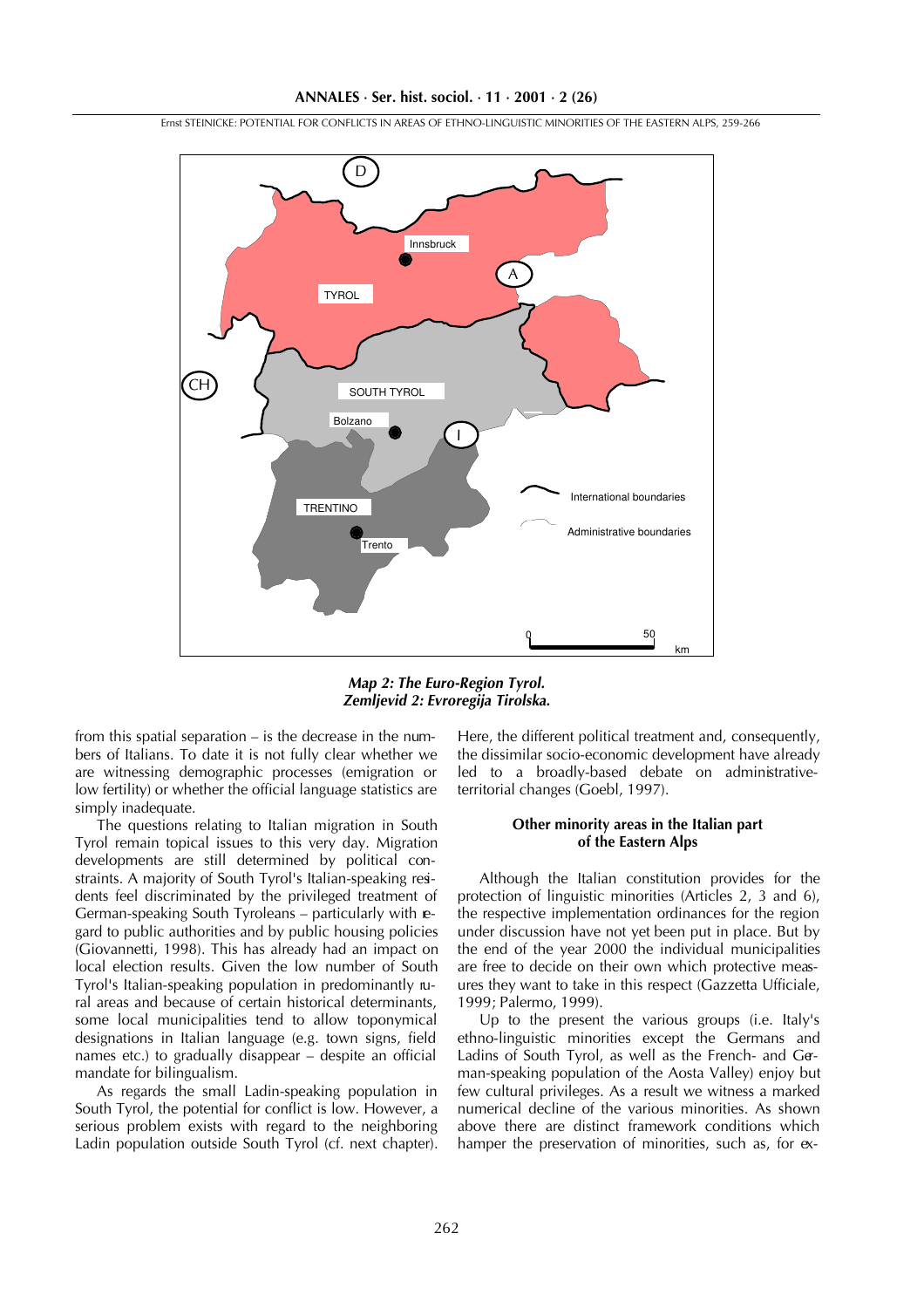*Map 2: The Euro-Region Tyrol.*
*Zemljevid 2: Evroregija Tirolska.*

from this spatial separation – is the decrease in the numbers of Italians. To date it is not fully clear whether we are witnessing demographic processes (emigration or low fertility) or whether the official language statistics are simply inadequate.

The questions relating to Italian migration in South Tyrol remain topical issues to this very day. Migration developments are still determined by political constraints. A majority of South Tyrol's Italian-speaking residents feel discriminated by the privileged treatment of German-speaking South Tyroleans – particularly with regard to public authorities and by public housing policies (Giovannetti, 1998). This has already had an impact on local election results. Given the low number of South Tyrol's Italian-speaking population in predominantly rural areas and because of certain historical determinants, some local municipalities tend to allow toponymical designations in Italian language (e.g. town signs, field names etc.) to gradually disappear – despite an official mandate for bilingualism.

As regards the small Ladin-speaking population in South Tyrol, the potential for conflict is low. However, a serious problem exists with regard to the neighboring Ladin population outside South Tyrol (cf. next chapter). Here, the different political treatment and, consequently, the dissimilar socio-economic development have already led to a broadly-based debate on administrative-territorial changes (Goebl, 1997).

### Other minority areas in the Italian part of the Eastern Alps

Although the Italian constitution provides for the protection of linguistic minorities (Articles 2, 3 and 6), the respective implementation ordinances for the region under discussion have not yet been put in place. But by the end of the year 2000 the individual municipalities are free to decide on their own which protective measures they want to take in this respect (Gazzetta Ufficiale, 1999; Palermo, 1999).

Up to the present the various groups (i.e. Italy's ethno-linguistic minorities except the Germans and Ladins of South Tyrol, as well as the French- and German-speaking population of the Aosta Valley) enjoy but few cultural privileges. As a result we witness a marked numerical decline of the various minorities. As shown above there are distinct framework conditions which hamper the preservation of minorities, such as, for ex-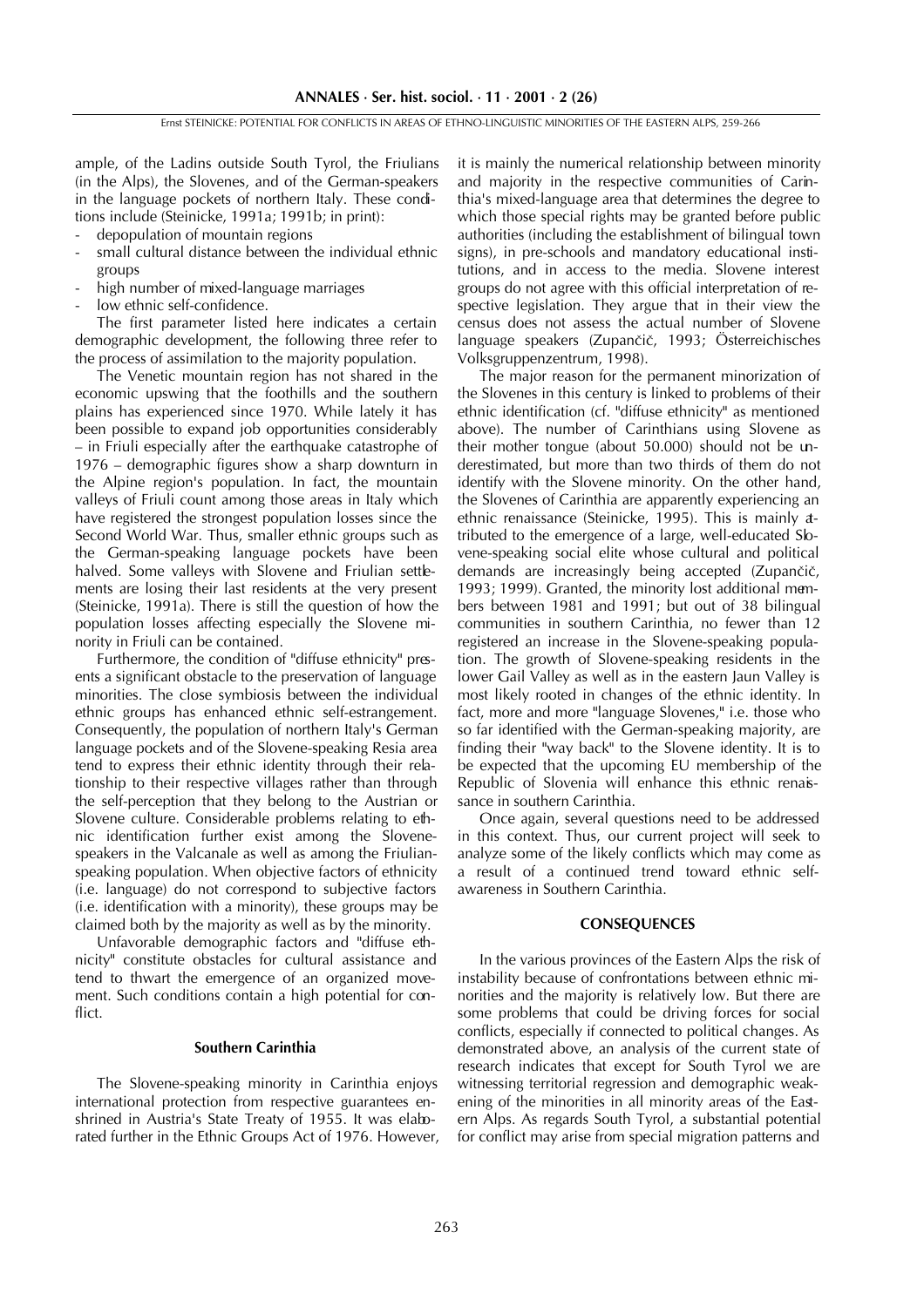ample, of the Ladins outside South Tyrol, the Friulians (in the Alps), the Slovenes, and of the German-speakers in the language pockets of northern Italy. These conditions include (Steinicke, 1991a; 1991b; in print):

- depopulation of mountain regions
- small cultural distance between the individual ethnic groups
- high number of mixed-language marriages
- low ethnic self-confidence.

The first parameter listed here indicates a certain demographic development, the following three refer to the process of assimilation to the majority population.

The Venetic mountain region has not shared in the economic upswing that the foothills and the southern plains has experienced since 1970. While lately it has been possible to expand job opportunities considerably – in Friuli especially after the earthquake catastrophe of 1976 – demographic figures show a sharp downturn in the Alpine region's population. In fact, the mountain valleys of Friuli count among those areas in Italy which have registered the strongest population losses since the Second World War. Thus, smaller ethnic groups such as the German-speaking language pockets have been halved. Some valleys with Slovene and Friulian settlements are losing their last residents at the very present (Steinicke, 1991a). There is still the question of how the population losses affecting especially the Slovene minority in Friuli can be contained.

Furthermore, the condition of "diffuse ethnicity" presents a significant obstacle to the preservation of language minorities. The close symbiosis between the individual ethnic groups has enhanced ethnic self-estrangement. Consequently, the population of northern Italy's German language pockets and of the Slovene-speaking Resia area tend to express their ethnic identity through their relationship to their respective villages rather than through the self-perception that they belong to the Austrian or Slovene culture. Considerable problems relating to ethnic identification further exist among the Slovene-speakers in the Valcanale as well as among the Friulian-speaking population. When objective factors of ethnicity (i.e. language) do not correspond to subjective factors (i.e. identification with a minority), these groups may be claimed both by the majority as well as by the minority.

Unfavorable demographic factors and "diffuse ethnicity" constitute obstacles for cultural assistance and tend to thwart the emergence of an organized movement. Such conditions contain a high potential for conflict.

### Southern Carinthia

The Slovene-speaking minority in Carinthia enjoys international protection from respective guarantees enshrined in Austria's State Treaty of 1955. It was elaborated further in the Ethnic Groups Act of 1976. However, it is mainly the numerical relationship between minority and majority in the respective communities of Carinthia's mixed-language area that determines the degree to which those special rights may be granted before public authorities (including the establishment of bilingual town signs), in pre-schools and mandatory educational institutions, and in access to the media. Slovene interest groups do not agree with this official interpretation of respective legislation. They argue that in their view the census does not assess the actual number of Slovene language speakers (Zupančič, 1993; Österreichisches Volksgruppenzentrum, 1998).

The major reason for the permanent minorization of the Slovenes in this century is linked to problems of their ethnic identification (cf. "diffuse ethnicity" as mentioned above). The number of Carinthians using Slovene as their mother tongue (about 50.000) should not be underestimated, but more than two thirds of them do not identify with the Slovene minority. On the other hand, the Slovenes of Carinthia are apparently experiencing an ethnic renaissance (Steinicke, 1995). This is mainly attributed to the emergence of a large, well-educated Slovene-speaking social elite whose cultural and political demands are increasingly being accepted (Zupančič, 1993; 1999). Granted, the minority lost additional members between 1981 and 1991; but out of 38 bilingual communities in southern Carinthia, no fewer than 12 registered an increase in the Slovene-speaking population. The growth of Slovene-speaking residents in the lower Gail Valley as well as in the eastern Jaun Valley is most likely rooted in changes of the ethnic identity. In fact, more and more "language Slovenes," i.e. those who so far identified with the German-speaking majority, are finding their "way back" to the Slovene identity. It is to be expected that the upcoming EU membership of the Republic of Slovenia will enhance this ethnic renaissance in southern Carinthia.

Once again, several questions need to be addressed in this context. Thus, our current project will seek to analyze some of the likely conflicts which may come as a result of a continued trend toward ethnic self-awareness in Southern Carinthia.

## CONSEQUENCES

In the various provinces of the Eastern Alps the risk of instability because of confrontations between ethnic minorities and the majority is relatively low. But there are some problems that could be driving forces for social conflicts, especially if connected to political changes. As demonstrated above, an analysis of the current state of research indicates that except for South Tyrol we are witnessing territorial regression and demographic weakening of the minorities in all minority areas of the Eastern Alps. As regards South Tyrol, a substantial potential for conflict may arise from special migration patterns and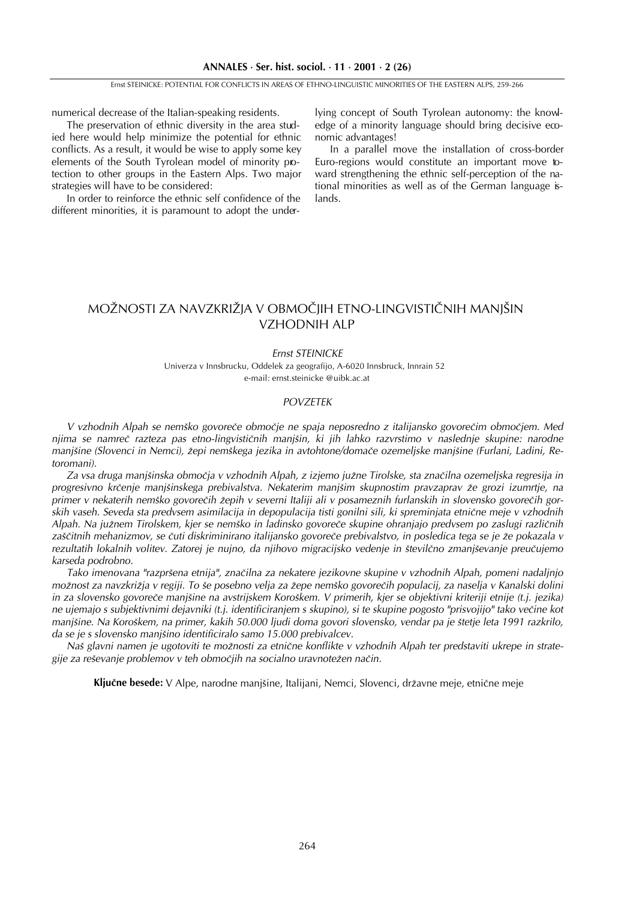numerical decrease of the Italian-speaking residents.

The preservation of ethnic diversity in the area studied here would help minimize the potential for ethnic conflicts. As a result, it would be wise to apply some key elements of the South Tyrolean model of minority protection to other groups in the Eastern Alps. Two major strategies will have to be considered:

In order to reinforce the ethnic self confidence of the different minorities, it is paramount to adopt the underlying concept of South Tyrolean autonomy: the knowledge of a minority language should bring decisive economic advantages!

In a parallel move the installation of cross-border Euro-regions would constitute an important move toward strengthening the ethnic self-perception of the national minorities as well as of the German language islands.

# MOŽNOSTI ZA NAVZKRIŽJA V OBMOČJIH ETNO-LINGVISTIČNIH MANJŠIN VZHODNIH ALP

*Ernst STEINICKE*

Univerza v Innsbrucku, Oddelek za geografijo, A-6020 Innsbruck, Innrain 52
e-mail: ernst.steinicke @uibk.ac.at

## *POVZETEK*

*V vzhodnih Alpah se nemško govoreče območje ne spaja neposredno z italijansko govorečim območjem. Med njima se namreč razteza pas etno-lingvističnih manjšin, ki jih lahko razvrstimo v naslednje skupine: narodne manjšine (Slovenci in Nemci), žepi nemškega jezika in avtohtone/domače ozemeljske manjšine (Furlani, Ladini, Retoromani).*

*Za vsa druga manjšinska območja v vzhodnih Alpah, z izjemo južne Tirolske, sta značilna ozemeljska regresija in progresivno krčenje manjšinskega prebivalstva. Nekaterim manjšim skupnostim pravzaprav že grozi izumrtje, na primer v nekaterih nemško govorečih žepih v severni Italiji ali v posameznih furlanskih in slovensko govorečih gorskih vaseh. Seveda sta predvsem asimilacija in depopulacija tisti gonilni sili, ki spreminjata etnične meje v vzhodnih Alpah. Na južnem Tirolskem, kjer se nemško in ladinsko govoreče skupine ohranjajo predvsem po zaslugi različnih zaščitnih mehanizmov, se čuti diskriminirano italijansko govoreče prebivalstvo, in posledica tega se je že pokazala v rezultatih lokalnih volitev. Zatorej je nujno, da njihovo migracijsko vedenje in številčno zmanjševanje preučujemo karseda podrobno.*

*Tako imenovana "razpršena etnija", značilna za nekatere jezikovne skupine v vzhodnih Alpah, pomeni nadaljnjo možnost za navzkrižja v regiji. To še posebno velja za žepe nemško govorečih populacij, za naselja v Kanalski dolini in za slovensko govoreče manjšine na avstrijskem Koroškem. V primerih, kjer se objektivni kriteriji etnije (t.j. jezika) ne ujemajo s subjektivnimi dejavniki (t.j. identificiranjem s skupino), si te skupine pogosto "prisvojijo" tako večine kot manjšine. Na Koroškem, na primer, kakih 50.000 ljudi doma govori slovensko, vendar pa je štetje leta 1991 razkrilo, da se je s slovensko manjšino identificiralo samo 15.000 prebivalcev.*

*Naš glavni namen je ugotoviti te možnosti za etnične konflikte v vzhodnih Alpah ter predstaviti ukrepe in strategije za reševanje problemov v teh območjih na socialno uravnotežen način.*

**Ključne besede:** V Alpe, narodne manjšine, Italijani, Nemci, Slovenci, državne meje, etnične meje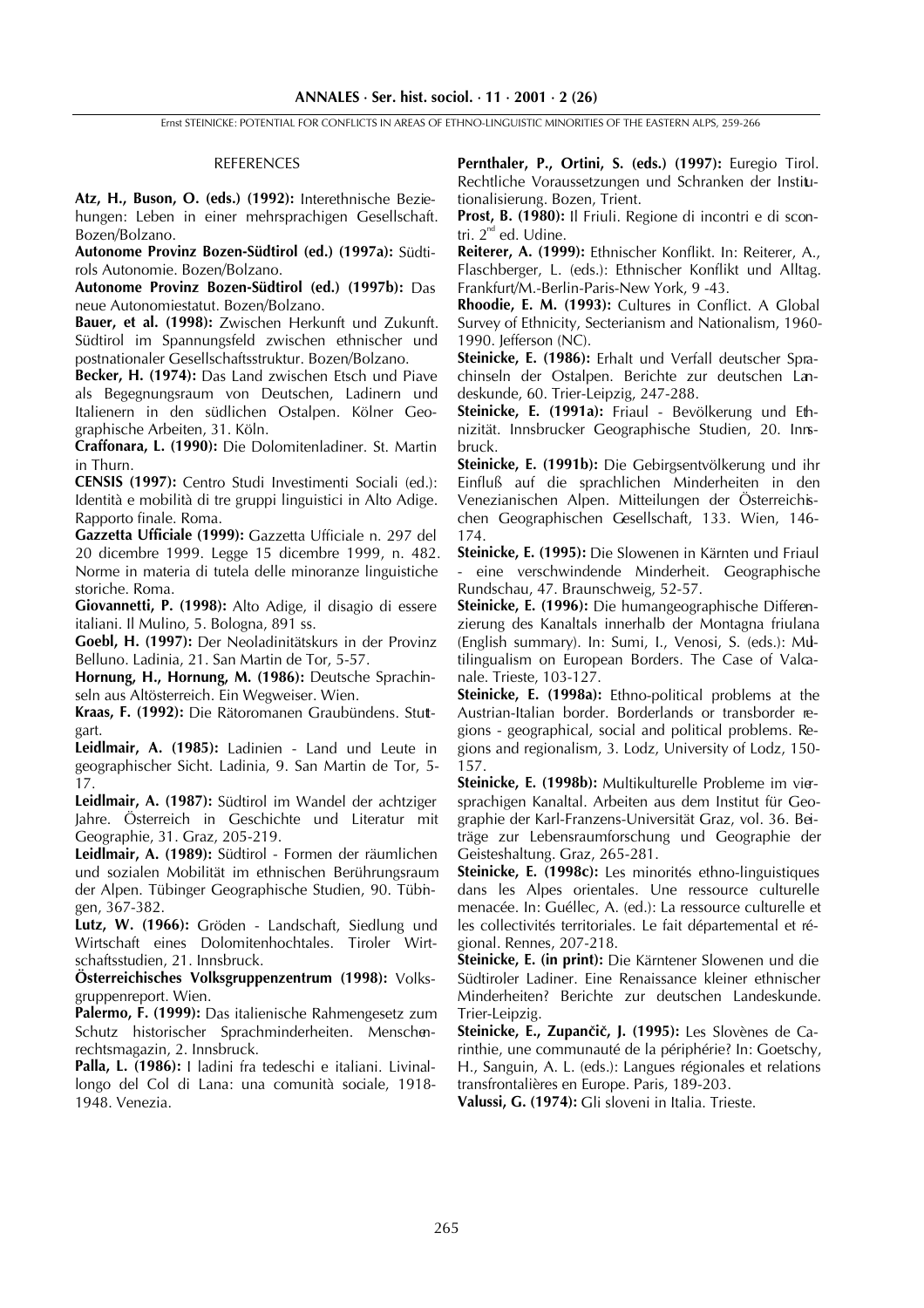## REFERENCES

**Atz, H., Buson, O. (eds.) (1992):** Interethnische Beziehungen: Leben in einer mehrsprachigen Gesellschaft. Bozen/Bolzano.

**Autonome Provinz Bozen-Südtirol (ed.) (1997a):** Südtirols Autonomie. Bozen/Bolzano.

**Autonome Provinz Bozen-Südtirol (ed.) (1997b):** Das neue Autonomiestatut. Bozen/Bolzano.

**Bauer, et al. (1998):** Zwischen Herkunft und Zukunft. Südtirol im Spannungsfeld zwischen ethnischer und postnationaler Gesellschaftsstruktur. Bozen/Bolzano.

**Becker, H. (1974):** Das Land zwischen Etsch und Piave als Begegnungsraum von Deutschen, Ladinern und Italienern in den südlichen Ostalpen. Kölner Geographische Arbeiten, 31. Köln.

**Craffonara, L. (1990):** Die Dolomitenladiner. St. Martin in Thurn.

**CENSIS (1997):** Centro Studi Investimenti Sociali (ed.): Identità e mobilità di tre gruppi linguistici in Alto Adige. Rapporto finale. Roma.

**Gazzetta Ufficiale (1999):** Gazzetta Ufficiale n. 297 del 20 dicembre 1999. Legge 15 dicembre 1999, n. 482. Norme in materia di tutela delle minoranze linguistiche storiche. Roma.

**Giovannetti, P. (1998):** Alto Adige, il disagio di essere italiani. Il Mulino, 5. Bologna, 891 ss.

**Goebl, H. (1997):** Der Neoladinitätskurs in der Provinz Belluno. Ladinia, 21. San Martin de Tor, 5-57.

**Hornung, H., Hornung, M. (1986):** Deutsche Sprachinseln aus Altösterreich. Ein Wegweiser. Wien.

**Kraas, F. (1992):** Die Rätoromanen Graubündens. Stuttgart.

**Leidlmair, A. (1985):** Ladinien - Land und Leute in geographischer Sicht. Ladinia, 9. San Martin de Tor, 5-17.

**Leidlmair, A. (1987):** Südtirol im Wandel der achtziger Jahre. Österreich in Geschichte und Literatur mit Geographie, 31. Graz, 205-219.

**Leidlmair, A. (1989):** Südtirol - Formen der räumlichen und sozialen Mobilität im ethnischen Berührungsraum der Alpen. Tübinger Geographische Studien, 90. Tübingen, 367-382.

**Lutz, W. (1966):** Gröden - Landschaft, Siedlung und Wirtschaft eines Dolomitenhochtales. Tiroler Wirtschaftsstudien, 21. Innsbruck.

**Österreichisches Volksgruppenzentrum (1998):** Volksgruppenreport. Wien.

**Palermo, F. (1999):** Das italienische Rahmengesetz zum Schutz historischer Sprachminderheiten. Menschenrechtsmagazin, 2. Innsbruck.

**Palla, L. (1986):** I ladini fra tedeschi e italiani. Livinallongo del Col di Lana: una comunità sociale, 1918-1948. Venezia.

**Pernthaler, P., Ortini, S. (eds.) (1997):** Euregio Tirol. Rechtliche Voraussetzungen und Schranken der Institutionalisierung. Bozen, Trient.

**Prost, B. (1980):** Il Friuli. Regione di incontri e di scontri. 2nd ed. Udine.

**Reiterer, A. (1999):** Ethnischer Konflikt. In: Reiterer, A., Flaschberger, L. (eds.): Ethnischer Konflikt und Alltag. Frankfurt/M.-Berlin-Paris-New York, 9 -43.

**Rhoodie, E. M. (1993):** Cultures in Conflict. A Global Survey of Ethnicity, Secterianism and Nationalism, 1960-1990. Jefferson (NC).

**Steinicke, E. (1986):** Erhalt und Verfall deutscher Sprachinseln der Ostalpen. Berichte zur deutschen Landeskunde, 60. Trier-Leipzig, 247-288.

**Steinicke, E. (1991a):** Friaul - Bevölkerung und Ethnizität. Innsbrucker Geographische Studien, 20. Innsbruck.

**Steinicke, E. (1991b):** Die Gebirgsentvölkerung und ihr Einfluß auf die sprachlichen Minderheiten in den Venezianischen Alpen. Mitteilungen der Österreichischen Geographischen Gesellschaft, 133. Wien, 146-174.

**Steinicke, E. (1995):** Die Slowenen in Kärnten und Friaul - eine verschwindende Minderheit. Geographische Rundschau, 47. Braunschweig, 52-57.

**Steinicke, E. (1996):** Die humangeographische Differenzierung des Kanaltals innerhalb der Montagna friulana (English summary). In: Sumi, I., Venosi, S. (eds.): Multilingualism on European Borders. The Case of Valcanale. Trieste, 103-127.

**Steinicke, E. (1998a):** Ethno-political problems at the Austrian-Italian border. Borderlands or transborder regions - geographical, social and political problems. Regions and regionalism, 3. Lodz, University of Lodz, 150-157.

**Steinicke, E. (1998b):** Multikulturelle Probleme im viersprachigen Kanaltal. Arbeiten aus dem Institut für Geographie der Karl-Franzens-Universität Graz, vol. 36. Beiträge zur Lebensraumforschung und Geographie der Geisteshaltung. Graz, 265-281.

**Steinicke, E. (1998c):** Les minorités ethno-linguistiques dans les Alpes orientales. Une ressource culturelle menacée. In: Guéllec, A. (ed.): La ressource culturelle et les collectivités territoriales. Le fait départemental et régional. Rennes, 207-218.

**Steinicke, E. (in print):** Die Kärntener Slowenen und die Südtiroler Ladiner. Eine Renaissance kleiner ethnischer Minderheiten? Berichte zur deutschen Landeskunde. Trier-Leipzig.

**Steinicke, E., Zupančič, J. (1995):** Les Slovènes de Carinthie, une communauté de la périphérie? In: Goetschy, H., Sanguin, A. L. (eds.): Langues régionales et relations transfrontalières en Europe. Paris, 189-203.

**Valussi, G. (1974):** Gli sloveni in Italia. Trieste.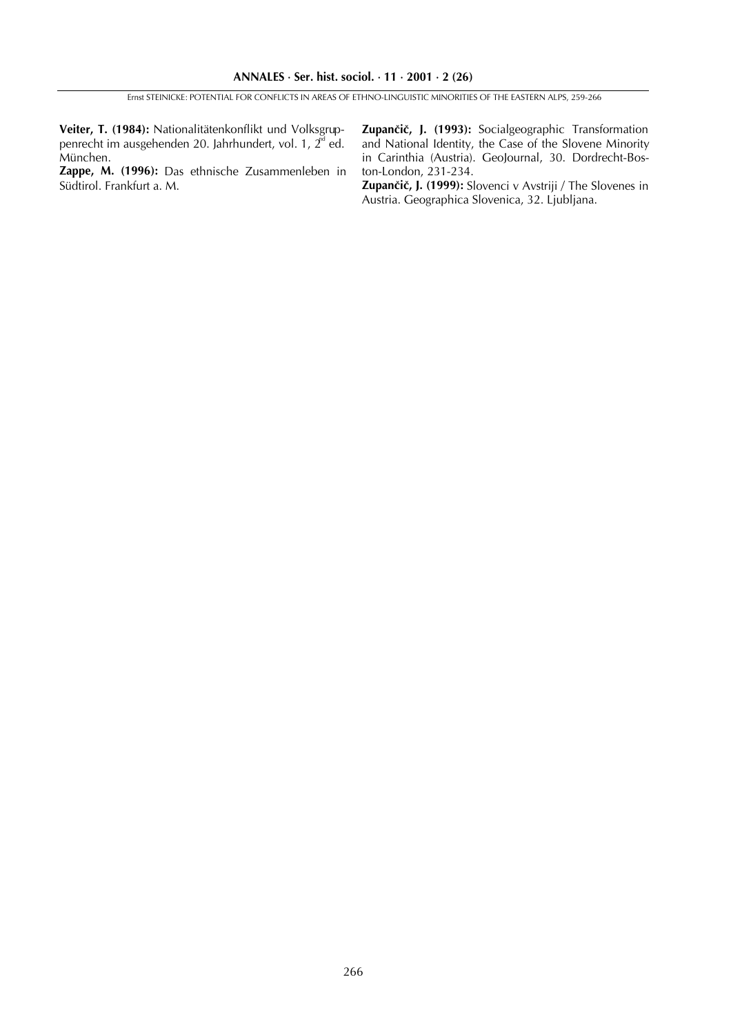**Veiter, T. (1984):** Nationalitätenkonflikt und Volksgruppenrecht im ausgehenden 20. Jahrhundert, vol. 1, 2[nd] ed. München.

**Zappe, M. (1996):** Das ethnische Zusammenleben in Südtirol. Frankfurt a. M.

**Zupančič, J. (1993):** Socialgeographic Transformation and National Identity, the Case of the Slovene Minority in Carinthia (Austria). GeoJournal, 30. Dordrecht-Boston-London, 231-234.

**Zupančič, J. (1999):** Slovenci v Avstriji / The Slovenes in Austria. Geographica Slovenica, 32. Ljubljana.